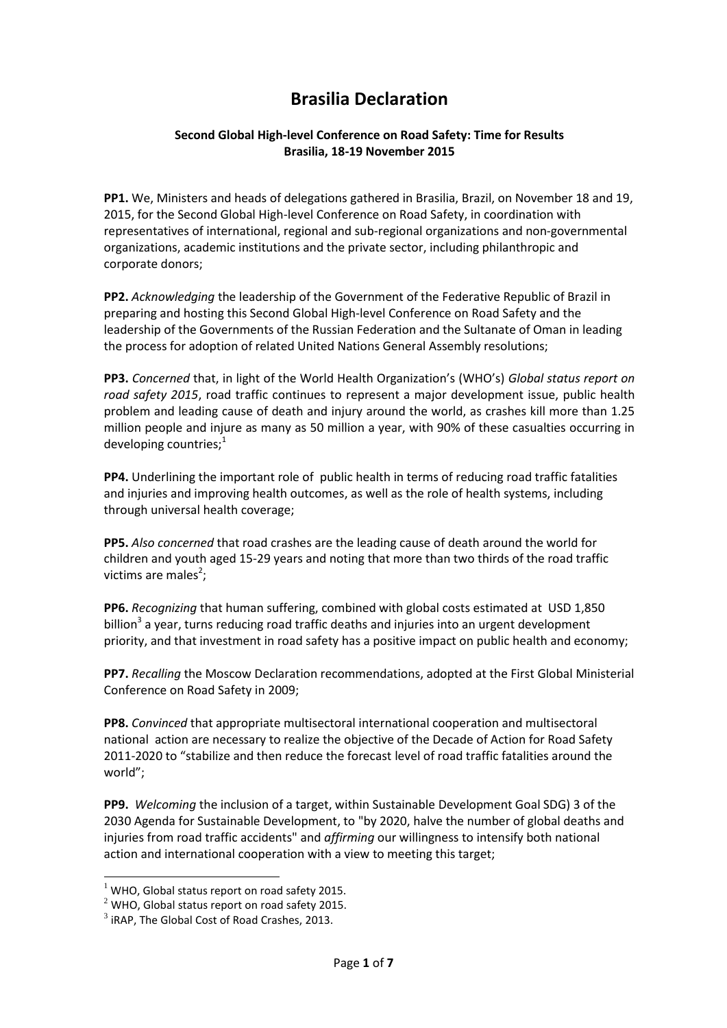# Brasilia Declaration

**Second Global High-level Conference on Road Safety: Time for Results**
**Brasilia, 18-19 November 2015**

**PP1.** We, Ministers and heads of delegations gathered in Brasilia, Brazil, on November 18 and 19, 2015, for the Second Global High-level Conference on Road Safety, in coordination with representatives of international, regional and sub-regional organizations and non-governmental organizations, academic institutions and the private sector, including philanthropic and corporate donors;

**PP2.** *Acknowledging* the leadership of the Government of the Federative Republic of Brazil in preparing and hosting this Second Global High-level Conference on Road Safety and the leadership of the Governments of the Russian Federation and the Sultanate of Oman in leading the process for adoption of related United Nations General Assembly resolutions;

**PP3.** *Concerned* that, in light of the World Health Organization's (WHO's) *Global status report on road safety 2015*, road traffic continues to represent a major development issue, public health problem and leading cause of death and injury around the world, as crashes kill more than 1.25 million people and injure as many as 50 million a year, with 90% of these casualties occurring in developing countries;[1]

**PP4.** Underlining the important role of public health in terms of reducing road traffic fatalities and injuries and improving health outcomes, as well as the role of health systems, including through universal health coverage;

**PP5.** *Also concerned* that road crashes are the leading cause of death around the world for children and youth aged 15-29 years and noting that more than two thirds of the road traffic victims are males[2];

**PP6.** *Recognizing* that human suffering, combined with global costs estimated at USD 1,850 billion[3] a year, turns reducing road traffic deaths and injuries into an urgent development priority, and that investment in road safety has a positive impact on public health and economy;

**PP7.** *Recalling* the Moscow Declaration recommendations, adopted at the First Global Ministerial Conference on Road Safety in 2009;

**PP8.** *Convinced* that appropriate multisectoral international cooperation and multisectoral national action are necessary to realize the objective of the Decade of Action for Road Safety 2011-2020 to "stabilize and then reduce the forecast level of road traffic fatalities around the world";

**PP9.** *Welcoming* the inclusion of a target, within Sustainable Development Goal SDG) 3 of the 2030 Agenda for Sustainable Development, to "by 2020, halve the number of global deaths and injuries from road traffic accidents" and *affirming* our willingness to intensify both national action and international cooperation with a view to meeting this target;

---

[1] WHO, Global status report on road safety 2015.
[2] WHO, Global status report on road safety 2015.
[3] iRAP, The Global Cost of Road Crashes, 2013.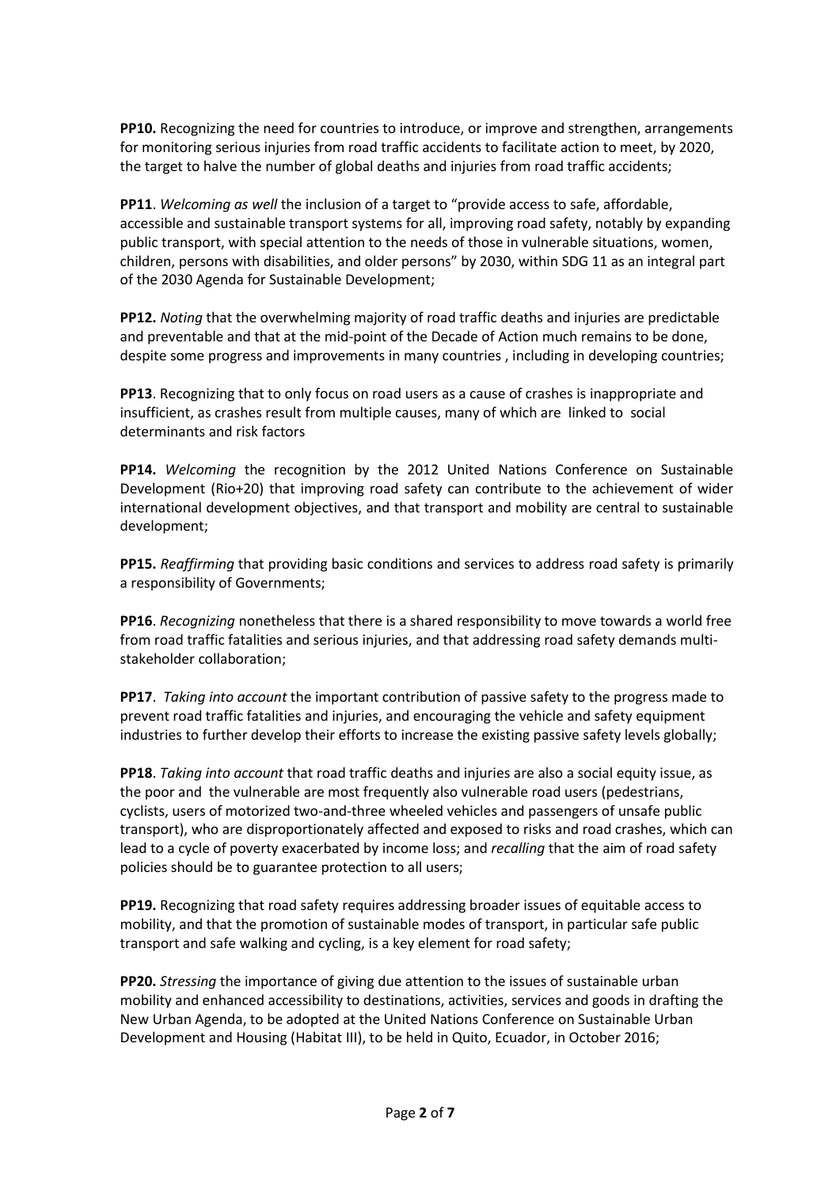**PP10.** Recognizing the need for countries to introduce, or improve and strengthen, arrangements for monitoring serious injuries from road traffic accidents to facilitate action to meet, by 2020, the target to halve the number of global deaths and injuries from road traffic accidents;

**PP11**. *Welcoming as well* the inclusion of a target to "provide access to safe, affordable, accessible and sustainable transport systems for all, improving road safety, notably by expanding public transport, with special attention to the needs of those in vulnerable situations, women, children, persons with disabilities, and older persons" by 2030, within SDG 11 as an integral part of the 2030 Agenda for Sustainable Development;

**PP12.** *Noting* that the overwhelming majority of road traffic deaths and injuries are predictable and preventable and that at the mid-point of the Decade of Action much remains to be done, despite some progress and improvements in many countries , including in developing countries;

**PP13**. Recognizing that to only focus on road users as a cause of crashes is inappropriate and insufficient, as crashes result from multiple causes, many of which are linked to social determinants and risk factors

**PP14.** *Welcoming* the recognition by the 2012 United Nations Conference on Sustainable Development (Rio+20) that improving road safety can contribute to the achievement of wider international development objectives, and that transport and mobility are central to sustainable development;

**PP15.** *Reaffirming* that providing basic conditions and services to address road safety is primarily a responsibility of Governments;

**PP16**. *Recognizing* nonetheless that there is a shared responsibility to move towards a world free from road traffic fatalities and serious injuries, and that addressing road safety demands multi-stakeholder collaboration;

**PP17**. *Taking into account* the important contribution of passive safety to the progress made to prevent road traffic fatalities and injuries, and encouraging the vehicle and safety equipment industries to further develop their efforts to increase the existing passive safety levels globally;

**PP18**. *Taking into account* that road traffic deaths and injuries are also a social equity issue, as the poor and the vulnerable are most frequently also vulnerable road users (pedestrians, cyclists, users of motorized two-and-three wheeled vehicles and passengers of unsafe public transport), who are disproportionately affected and exposed to risks and road crashes, which can lead to a cycle of poverty exacerbated by income loss; and *recalling* that the aim of road safety policies should be to guarantee protection to all users;

**PP19.** Recognizing that road safety requires addressing broader issues of equitable access to mobility, and that the promotion of sustainable modes of transport, in particular safe public transport and safe walking and cycling, is a key element for road safety;

**PP20.** *Stressing* the importance of giving due attention to the issues of sustainable urban mobility and enhanced accessibility to destinations, activities, services and goods in drafting the New Urban Agenda, to be adopted at the United Nations Conference on Sustainable Urban Development and Housing (Habitat III), to be held in Quito, Ecuador, in October 2016;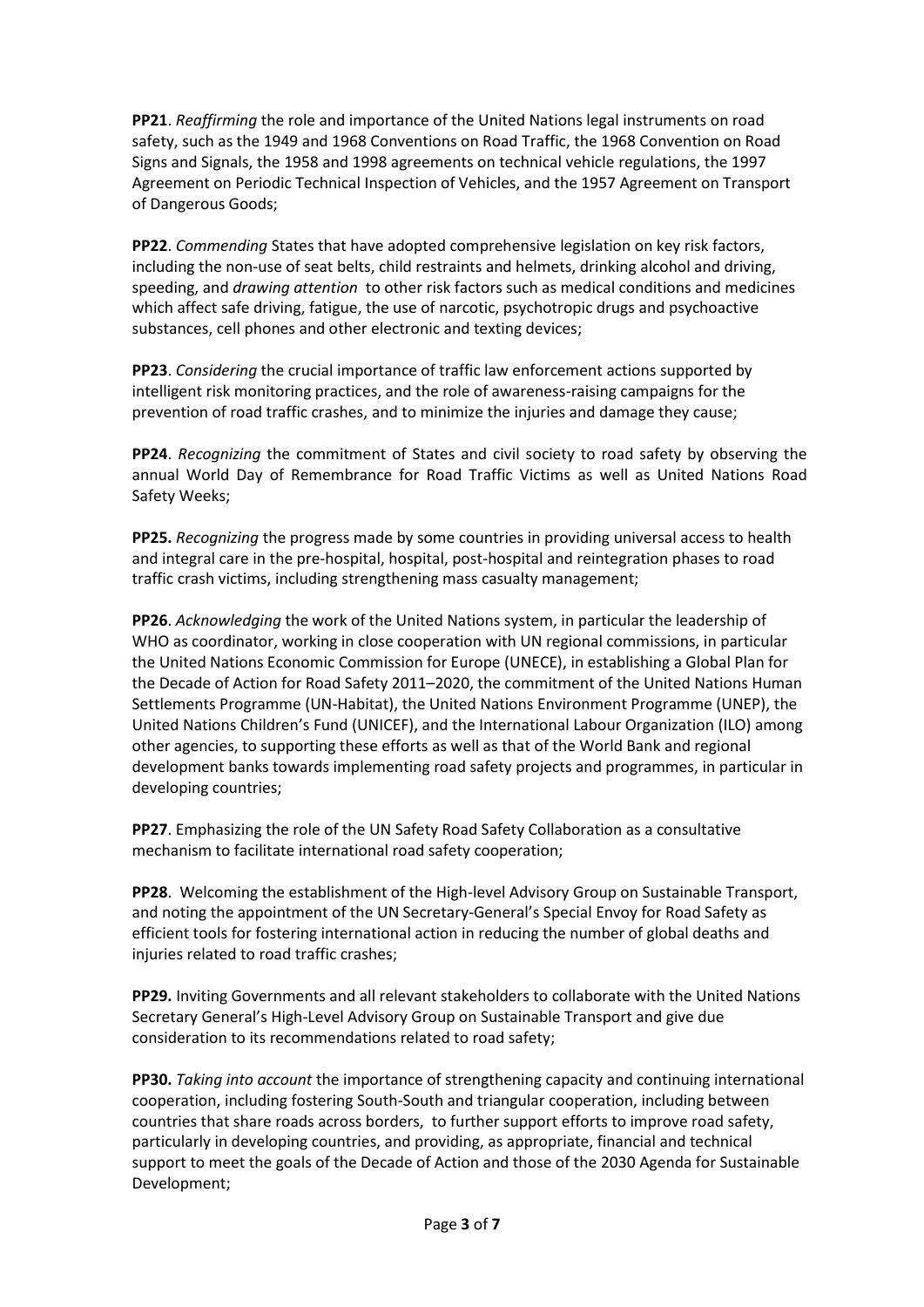**PP21**. *Reaffirming* the role and importance of the United Nations legal instruments on road safety, such as the 1949 and 1968 Conventions on Road Traffic, the 1968 Convention on Road Signs and Signals, the 1958 and 1998 agreements on technical vehicle regulations, the 1997 Agreement on Periodic Technical Inspection of Vehicles, and the 1957 Agreement on Transport of Dangerous Goods;

**PP22**. *Commending* States that have adopted comprehensive legislation on key risk factors, including the non-use of seat belts, child restraints and helmets, drinking alcohol and driving, speeding, and *drawing attention* to other risk factors such as medical conditions and medicines which affect safe driving, fatigue, the use of narcotic, psychotropic drugs and psychoactive substances, cell phones and other electronic and texting devices;

**PP23**. *Considering* the crucial importance of traffic law enforcement actions supported by intelligent risk monitoring practices, and the role of awareness-raising campaigns for the prevention of road traffic crashes, and to minimize the injuries and damage they cause;

**PP24**. *Recognizing* the commitment of States and civil society to road safety by observing the annual World Day of Remembrance for Road Traffic Victims as well as United Nations Road Safety Weeks;

**PP25.** *Recognizing* the progress made by some countries in providing universal access to health and integral care in the pre-hospital, hospital, post-hospital and reintegration phases to road traffic crash victims, including strengthening mass casualty management;

**PP26**. *Acknowledging* the work of the United Nations system, in particular the leadership of WHO as coordinator, working in close cooperation with UN regional commissions, in particular the United Nations Economic Commission for Europe (UNECE), in establishing a Global Plan for the Decade of Action for Road Safety 2011–2020, the commitment of the United Nations Human Settlements Programme (UN-Habitat), the United Nations Environment Programme (UNEP), the United Nations Children's Fund (UNICEF), and the International Labour Organization (ILO) among other agencies, to supporting these efforts as well as that of the World Bank and regional development banks towards implementing road safety projects and programmes, in particular in developing countries;

**PP27**. Emphasizing the role of the UN Safety Road Safety Collaboration as a consultative mechanism to facilitate international road safety cooperation;

**PP28**. Welcoming the establishment of the High-level Advisory Group on Sustainable Transport, and noting the appointment of the UN Secretary-General's Special Envoy for Road Safety as efficient tools for fostering international action in reducing the number of global deaths and injuries related to road traffic crashes;

**PP29.** Inviting Governments and all relevant stakeholders to collaborate with the United Nations Secretary General's High-Level Advisory Group on Sustainable Transport and give due consideration to its recommendations related to road safety;

**PP30.** *Taking into account* the importance of strengthening capacity and continuing international cooperation, including fostering South-South and triangular cooperation, including between countries that share roads across borders, to further support efforts to improve road safety, particularly in developing countries, and providing, as appropriate, financial and technical support to meet the goals of the Decade of Action and those of the 2030 Agenda for Sustainable Development;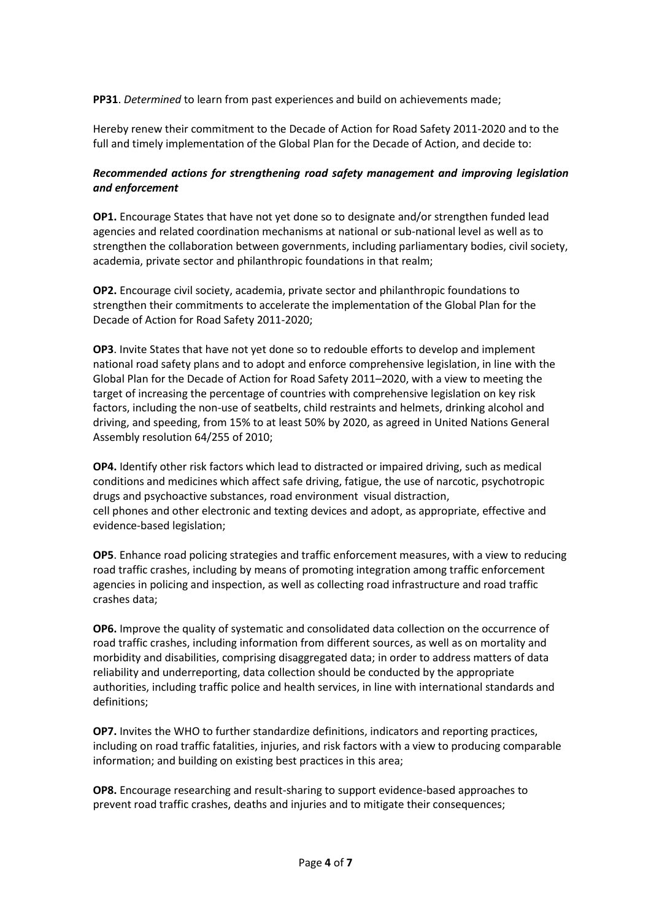**PP31**. *Determined* to learn from past experiences and build on achievements made;

Hereby renew their commitment to the Decade of Action for Road Safety 2011-2020 and to the full and timely implementation of the Global Plan for the Decade of Action, and decide to:

***Recommended actions for strengthening road safety management and improving legislation and enforcement***

**OP1.** Encourage States that have not yet done so to designate and/or strengthen funded lead agencies and related coordination mechanisms at national or sub-national level as well as to strengthen the collaboration between governments, including parliamentary bodies, civil society, academia, private sector and philanthropic foundations in that realm;

**OP2.** Encourage civil society, academia, private sector and philanthropic foundations to strengthen their commitments to accelerate the implementation of the Global Plan for the Decade of Action for Road Safety 2011-2020;

**OP3**. Invite States that have not yet done so to redouble efforts to develop and implement national road safety plans and to adopt and enforce comprehensive legislation, in line with the Global Plan for the Decade of Action for Road Safety 2011–2020, with a view to meeting the target of increasing the percentage of countries with comprehensive legislation on key risk factors, including the non-use of seatbelts, child restraints and helmets, drinking alcohol and driving, and speeding, from 15% to at least 50% by 2020, as agreed in United Nations General Assembly resolution 64/255 of 2010;

**OP4.** Identify other risk factors which lead to distracted or impaired driving, such as medical conditions and medicines which affect safe driving, fatigue, the use of narcotic, psychotropic drugs and psychoactive substances, road environment visual distraction, cell phones and other electronic and texting devices and adopt, as appropriate, effective and evidence-based legislation;

**OP5**. Enhance road policing strategies and traffic enforcement measures, with a view to reducing road traffic crashes, including by means of promoting integration among traffic enforcement agencies in policing and inspection, as well as collecting road infrastructure and road traffic crashes data;

**OP6.** Improve the quality of systematic and consolidated data collection on the occurrence of road traffic crashes, including information from different sources, as well as on mortality and morbidity and disabilities, comprising disaggregated data; in order to address matters of data reliability and underreporting, data collection should be conducted by the appropriate authorities, including traffic police and health services, in line with international standards and definitions;

**OP7.** Invites the WHO to further standardize definitions, indicators and reporting practices, including on road traffic fatalities, injuries, and risk factors with a view to producing comparable information; and building on existing best practices in this area;

**OP8.** Encourage researching and result-sharing to support evidence-based approaches to prevent road traffic crashes, deaths and injuries and to mitigate their consequences;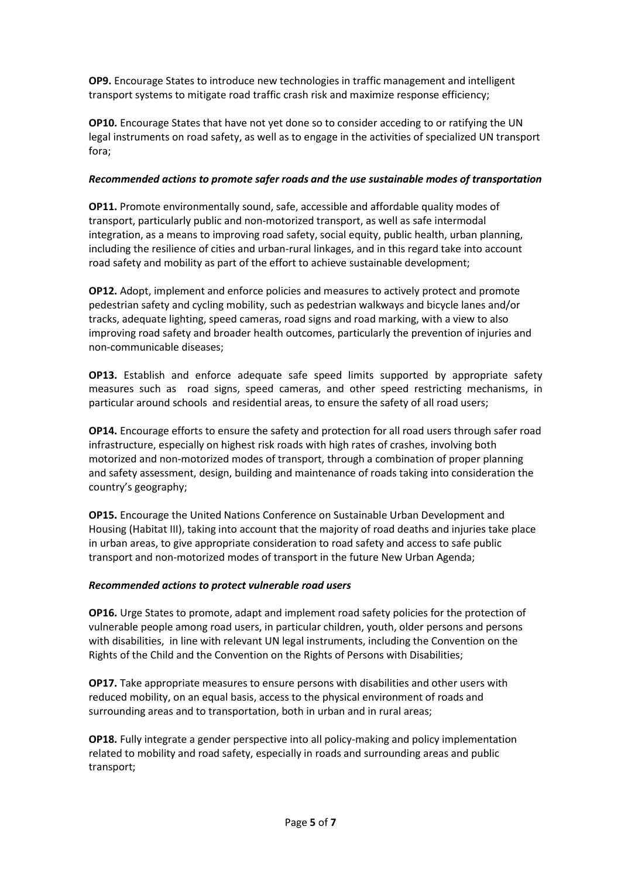**OP9.** Encourage States to introduce new technologies in traffic management and intelligent transport systems to mitigate road traffic crash risk and maximize response efficiency;

**OP10.** Encourage States that have not yet done so to consider acceding to or ratifying the UN legal instruments on road safety, as well as to engage in the activities of specialized UN transport fora;

***Recommended actions to promote safer roads and the use sustainable modes of transportation***

**OP11.** Promote environmentally sound, safe, accessible and affordable quality modes of transport, particularly public and non-motorized transport, as well as safe intermodal integration, as a means to improving road safety, social equity, public health, urban planning, including the resilience of cities and urban-rural linkages, and in this regard take into account road safety and mobility as part of the effort to achieve sustainable development;

**OP12.** Adopt, implement and enforce policies and measures to actively protect and promote pedestrian safety and cycling mobility, such as pedestrian walkways and bicycle lanes and/or tracks, adequate lighting, speed cameras, road signs and road marking, with a view to also improving road safety and broader health outcomes, particularly the prevention of injuries and non-communicable diseases;

**OP13.** Establish and enforce adequate safe speed limits supported by appropriate safety measures such as road signs, speed cameras, and other speed restricting mechanisms, in particular around schools and residential areas, to ensure the safety of all road users;

**OP14.** Encourage efforts to ensure the safety and protection for all road users through safer road infrastructure, especially on highest risk roads with high rates of crashes, involving both motorized and non-motorized modes of transport, through a combination of proper planning and safety assessment, design, building and maintenance of roads taking into consideration the country's geography;

**OP15.** Encourage the United Nations Conference on Sustainable Urban Development and Housing (Habitat III), taking into account that the majority of road deaths and injuries take place in urban areas, to give appropriate consideration to road safety and access to safe public transport and non-motorized modes of transport in the future New Urban Agenda;

***Recommended actions to protect vulnerable road users***

**OP16.** Urge States to promote, adapt and implement road safety policies for the protection of vulnerable people among road users, in particular children, youth, older persons and persons with disabilities, in line with relevant UN legal instruments, including the Convention on the Rights of the Child and the Convention on the Rights of Persons with Disabilities;

**OP17.** Take appropriate measures to ensure persons with disabilities and other users with reduced mobility, on an equal basis, access to the physical environment of roads and surrounding areas and to transportation, both in urban and in rural areas;

**OP18.** Fully integrate a gender perspective into all policy-making and policy implementation related to mobility and road safety, especially in roads and surrounding areas and public transport;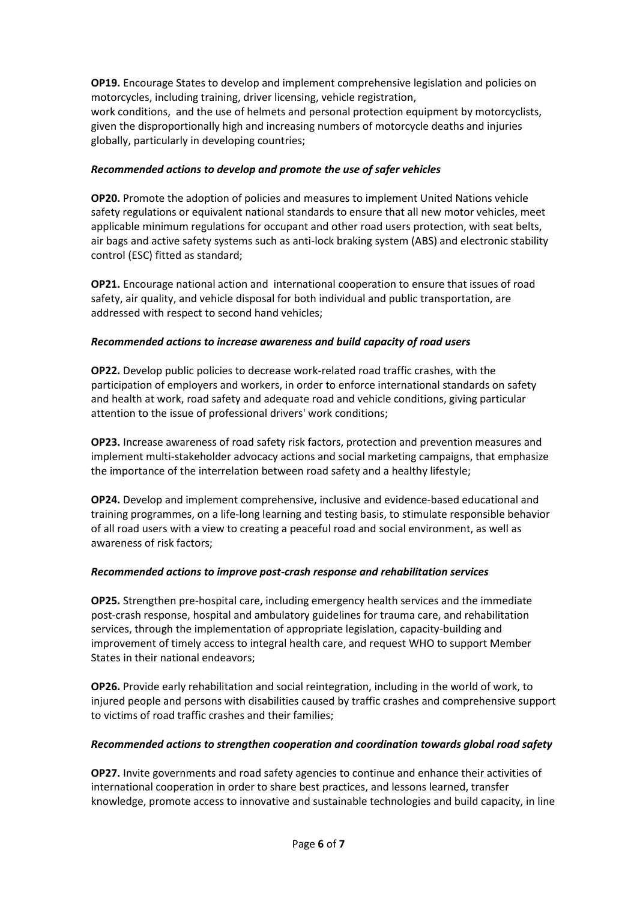**OP19.** Encourage States to develop and implement comprehensive legislation and policies on motorcycles, including training, driver licensing, vehicle registration, work conditions, and the use of helmets and personal protection equipment by motorcyclists, given the disproportionally high and increasing numbers of motorcycle deaths and injuries globally, particularly in developing countries;

***Recommended actions to develop and promote the use of safer vehicles***

**OP20.** Promote the adoption of policies and measures to implement United Nations vehicle safety regulations or equivalent national standards to ensure that all new motor vehicles, meet applicable minimum regulations for occupant and other road users protection, with seat belts, air bags and active safety systems such as anti-lock braking system (ABS) and electronic stability control (ESC) fitted as standard;

**OP21.** Encourage national action and international cooperation to ensure that issues of road safety, air quality, and vehicle disposal for both individual and public transportation, are addressed with respect to second hand vehicles;

***Recommended actions to increase awareness and build capacity of road users***

**OP22.** Develop public policies to decrease work-related road traffic crashes, with the participation of employers and workers, in order to enforce international standards on safety and health at work, road safety and adequate road and vehicle conditions, giving particular attention to the issue of professional drivers' work conditions;

**OP23.** Increase awareness of road safety risk factors, protection and prevention measures and implement multi-stakeholder advocacy actions and social marketing campaigns, that emphasize the importance of the interrelation between road safety and a healthy lifestyle;

**OP24.** Develop and implement comprehensive, inclusive and evidence-based educational and training programmes, on a life-long learning and testing basis, to stimulate responsible behavior of all road users with a view to creating a peaceful road and social environment, as well as awareness of risk factors;

***Recommended actions to improve post-crash response and rehabilitation services***

**OP25.** Strengthen pre-hospital care, including emergency health services and the immediate post-crash response, hospital and ambulatory guidelines for trauma care, and rehabilitation services, through the implementation of appropriate legislation, capacity-building and improvement of timely access to integral health care, and request WHO to support Member States in their national endeavors;

**OP26.** Provide early rehabilitation and social reintegration, including in the world of work, to injured people and persons with disabilities caused by traffic crashes and comprehensive support to victims of road traffic crashes and their families;

***Recommended actions to strengthen cooperation and coordination towards global road safety***

**OP27.** Invite governments and road safety agencies to continue and enhance their activities of international cooperation in order to share best practices, and lessons learned, transfer knowledge, promote access to innovative and sustainable technologies and build capacity, in line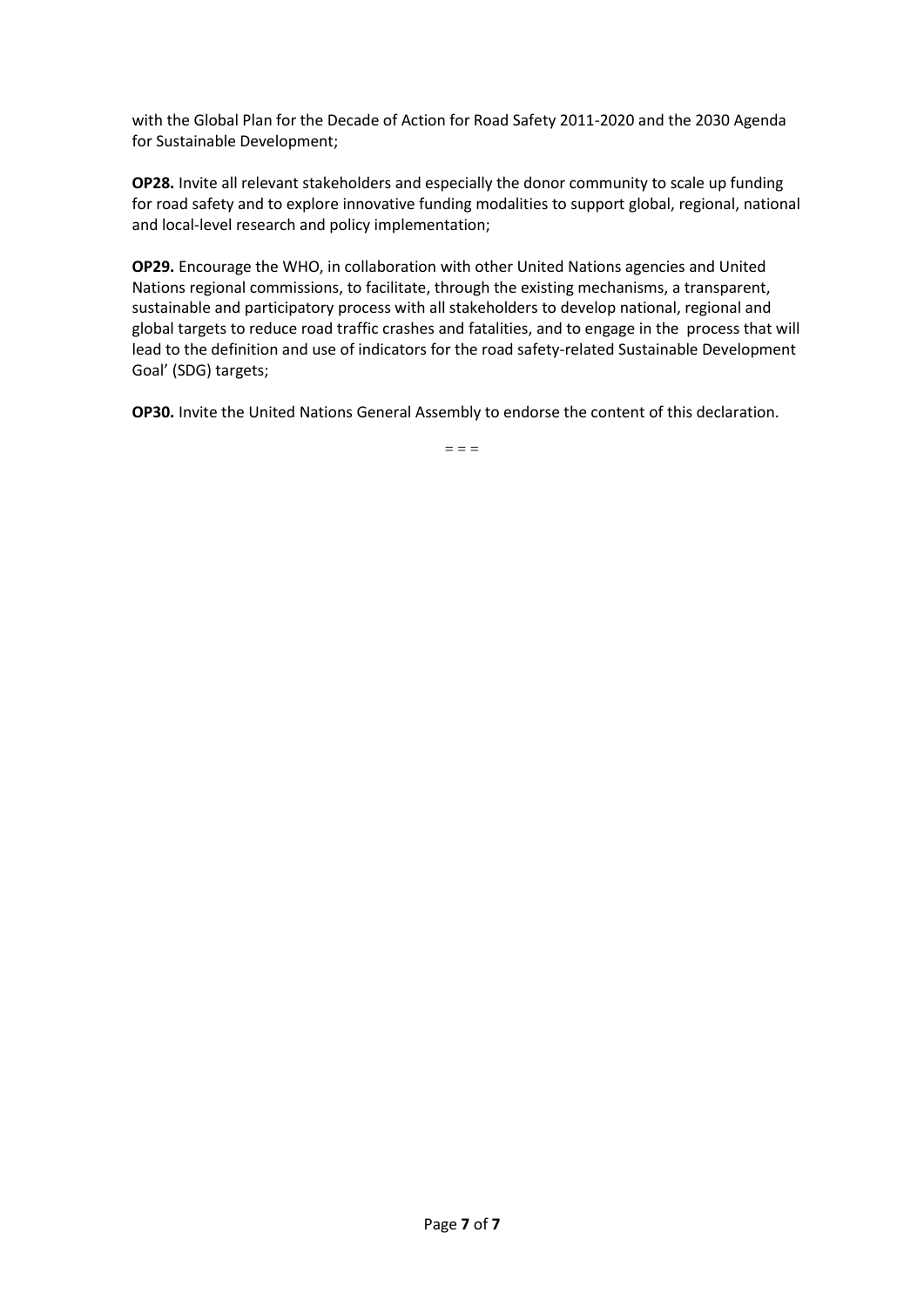with the Global Plan for the Decade of Action for Road Safety 2011-2020 and the 2030 Agenda for Sustainable Development;

**OP28.** Invite all relevant stakeholders and especially the donor community to scale up funding for road safety and to explore innovative funding modalities to support global, regional, national and local-level research and policy implementation;

**OP29.** Encourage the WHO, in collaboration with other United Nations agencies and United Nations regional commissions, to facilitate, through the existing mechanisms, a transparent, sustainable and participatory process with all stakeholders to develop national, regional and global targets to reduce road traffic crashes and fatalities, and to engage in the process that will lead to the definition and use of indicators for the road safety-related Sustainable Development Goal' (SDG) targets;

**OP30.** Invite the United Nations General Assembly to endorse the content of this declaration.

= = =